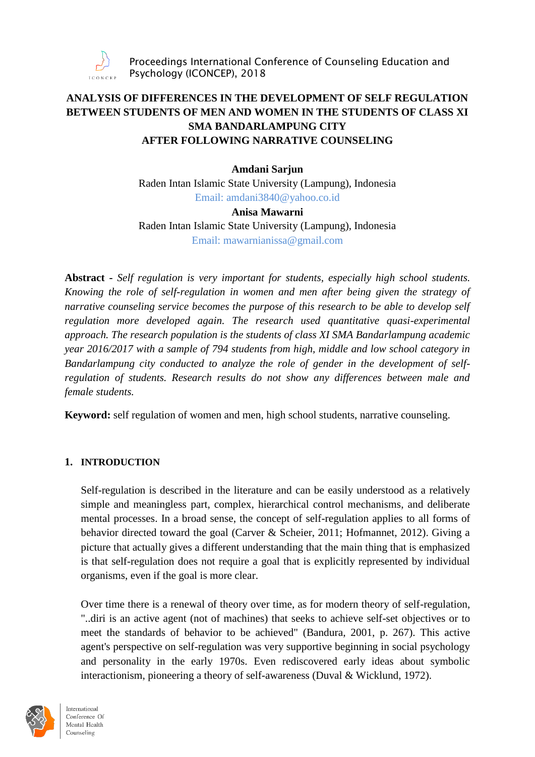# ANALYSIS OF DIFFERENCES IN THE DEVELOPMENT OF SELF REGULATION BETWEEN STUDENTS OF MEN AND WOMEN IN THE STUDENTS OF CLASS XI SMA BANDARLAMPUNG CITY AFTER FOLLOWING NARRATIVE COUNSELING

**Amdani Sarjun**
Raden Intan Islamic State University (Lampung), Indonesia
Email: amdani3840@yahoo.co.id

**Anisa Mawarni**
Raden Intan Islamic State University (Lampung), Indonesia
Email: mawarnianissa@gmail.com

**Abstract** - *Self regulation is very important for students, especially high school students. Knowing the role of self-regulation in women and men after being given the strategy of narrative counseling service becomes the purpose of this research to be able to develop self regulation more developed again. The research used quantitative quasi-experimental approach. The research population is the students of class XI SMA Bandarlampung academic year 2016/2017 with a sample of 794 students from high, middle and low school category in Bandarlampung city conducted to analyze the role of gender in the development of self-regulation of students. Research results do not show any differences between male and female students.*

**Keyword:** self regulation of women and men, high school students, narrative counseling.

## 1. INTRODUCTION

Self-regulation is described in the literature and can be easily understood as a relatively simple and meaningless part, complex, hierarchical control mechanisms, and deliberate mental processes. In a broad sense, the concept of self-regulation applies to all forms of behavior directed toward the goal (Carver & Scheier, 2011; Hofmannet, 2012). Giving a picture that actually gives a different understanding that the main thing that is emphasized is that self-regulation does not require a goal that is explicitly represented by individual organisms, even if the goal is more clear.

Over time there is a renewal of theory over time, as for modern theory of self-regulation, "..diri is an active agent (not of machines) that seeks to achieve self-set objectives or to meet the standards of behavior to be achieved" (Bandura, 2001, p. 267). This active agent's perspective on self-regulation was very supportive beginning in social psychology and personality in the early 1970s. Even rediscovered early ideas about symbolic interactionism, pioneering a theory of self-awareness (Duval & Wicklund, 1972).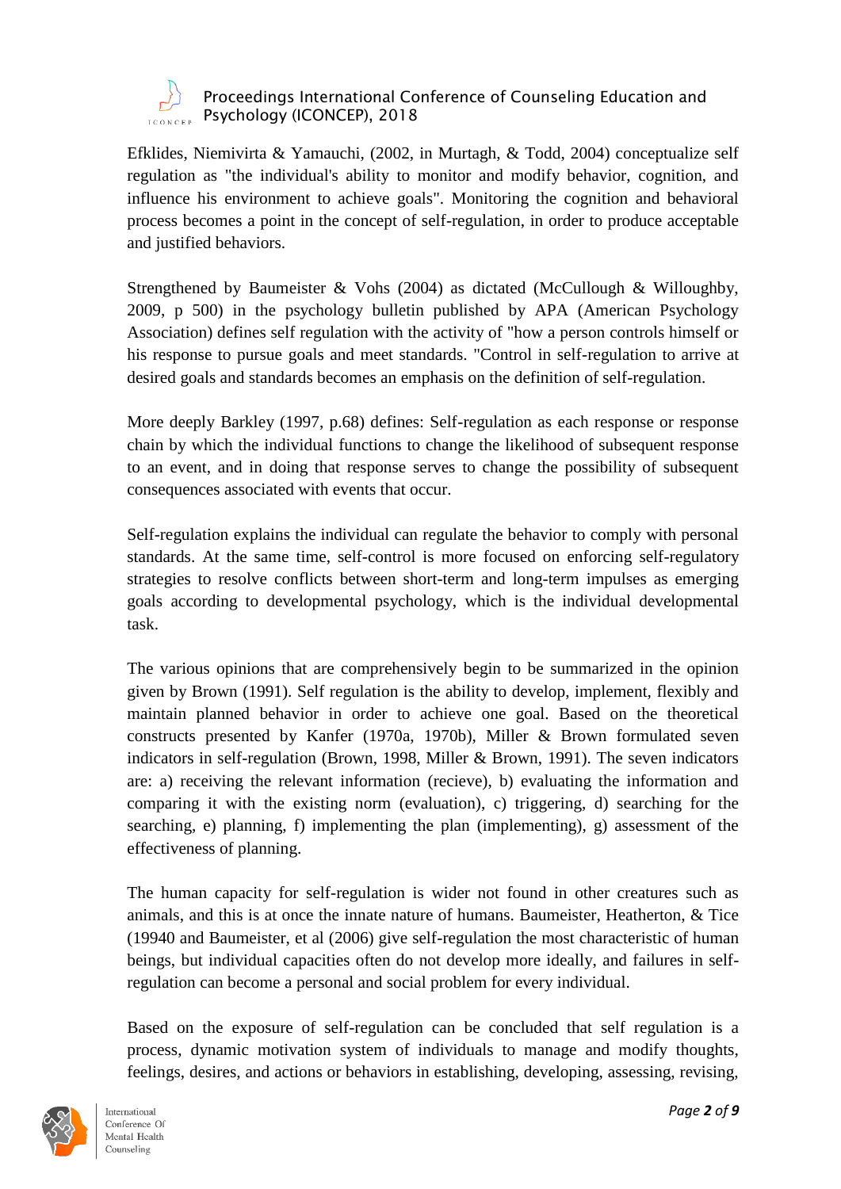Efklides, Niemivirta & Yamauchi, (2002, in Murtagh, & Todd, 2004) conceptualize self regulation as "the individual's ability to monitor and modify behavior, cognition, and influence his environment to achieve goals". Monitoring the cognition and behavioral process becomes a point in the concept of self-regulation, in order to produce acceptable and justified behaviors.

Strengthened by Baumeister & Vohs (2004) as dictated (McCullough & Willoughby, 2009, p 500) in the psychology bulletin published by APA (American Psychology Association) defines self regulation with the activity of "how a person controls himself or his response to pursue goals and meet standards. "Control in self-regulation to arrive at desired goals and standards becomes an emphasis on the definition of self-regulation.

More deeply Barkley (1997, p.68) defines: Self-regulation as each response or response chain by which the individual functions to change the likelihood of subsequent response to an event, and in doing that response serves to change the possibility of subsequent consequences associated with events that occur.

Self-regulation explains the individual can regulate the behavior to comply with personal standards. At the same time, self-control is more focused on enforcing self-regulatory strategies to resolve conflicts between short-term and long-term impulses as emerging goals according to developmental psychology, which is the individual developmental task.

The various opinions that are comprehensively begin to be summarized in the opinion given by Brown (1991). Self regulation is the ability to develop, implement, flexibly and maintain planned behavior in order to achieve one goal. Based on the theoretical constructs presented by Kanfer (1970a, 1970b), Miller & Brown formulated seven indicators in self-regulation (Brown, 1998, Miller & Brown, 1991). The seven indicators are: a) receiving the relevant information (recieve), b) evaluating the information and comparing it with the existing norm (evaluation), c) triggering, d) searching for the searching, e) planning, f) implementing the plan (implementing), g) assessment of the effectiveness of planning.

The human capacity for self-regulation is wider not found in other creatures such as animals, and this is at once the innate nature of humans. Baumeister, Heatherton, & Tice (19940 and Baumeister, et al (2006) give self-regulation the most characteristic of human beings, but individual capacities often do not develop more ideally, and failures in self-regulation can become a personal and social problem for every individual.

Based on the exposure of self-regulation can be concluded that self regulation is a process, dynamic motivation system of individuals to manage and modify thoughts, feelings, desires, and actions or behaviors in establishing, developing, assessing, revising,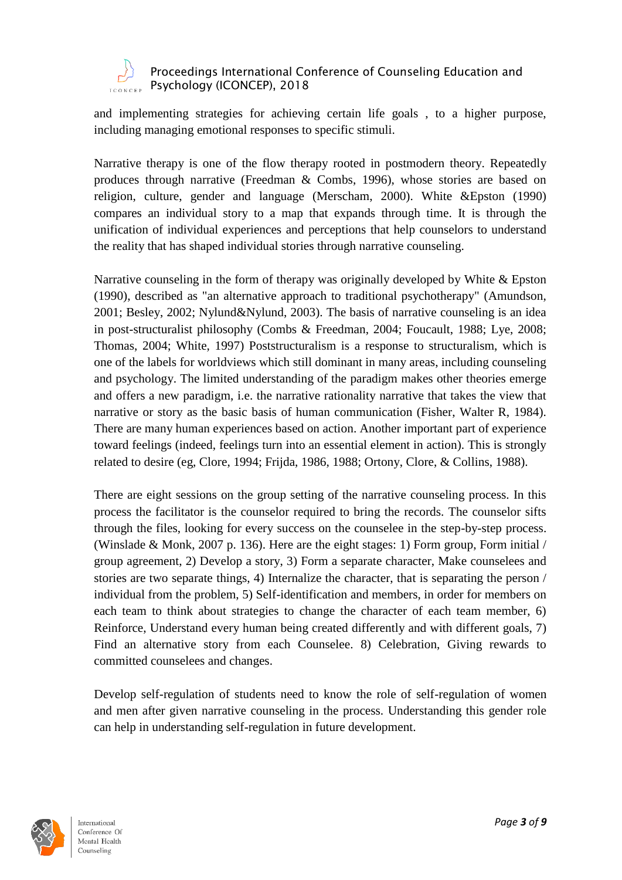and implementing strategies for achieving certain life goals , to a higher purpose, including managing emotional responses to specific stimuli.

Narrative therapy is one of the flow therapy rooted in postmodern theory. Repeatedly produces through narrative (Freedman & Combs, 1996), whose stories are based on religion, culture, gender and language (Merscham, 2000). White &Epston (1990) compares an individual story to a map that expands through time. It is through the unification of individual experiences and perceptions that help counselors to understand the reality that has shaped individual stories through narrative counseling.

Narrative counseling in the form of therapy was originally developed by White & Epston (1990), described as "an alternative approach to traditional psychotherapy" (Amundson, 2001; Besley, 2002; Nylund&Nylund, 2003). The basis of narrative counseling is an idea in post-structuralist philosophy (Combs & Freedman, 2004; Foucault, 1988; Lye, 2008; Thomas, 2004; White, 1997) Poststructuralism is a response to structuralism, which is one of the labels for worldviews which still dominant in many areas, including counseling and psychology. The limited understanding of the paradigm makes other theories emerge and offers a new paradigm, i.e. the narrative rationality narrative that takes the view that narrative or story as the basic basis of human communication (Fisher, Walter R, 1984). There are many human experiences based on action. Another important part of experience toward feelings (indeed, feelings turn into an essential element in action). This is strongly related to desire (eg, Clore, 1994; Frijda, 1986, 1988; Ortony, Clore, & Collins, 1988).

There are eight sessions on the group setting of the narrative counseling process. In this process the facilitator is the counselor required to bring the records. The counselor sifts through the files, looking for every success on the counselee in the step-by-step process. (Winslade & Monk, 2007 p. 136). Here are the eight stages: 1) Form group, Form initial / group agreement, 2) Develop a story, 3) Form a separate character, Make counselees and stories are two separate things, 4) Internalize the character, that is separating the person / individual from the problem, 5) Self-identification and members, in order for members on each team to think about strategies to change the character of each team member, 6) Reinforce, Understand every human being created differently and with different goals, 7) Find an alternative story from each Counselee. 8) Celebration, Giving rewards to committed counselees and changes.

Develop self-regulation of students need to know the role of self-regulation of women and men after given narrative counseling in the process. Understanding this gender role can help in understanding self-regulation in future development.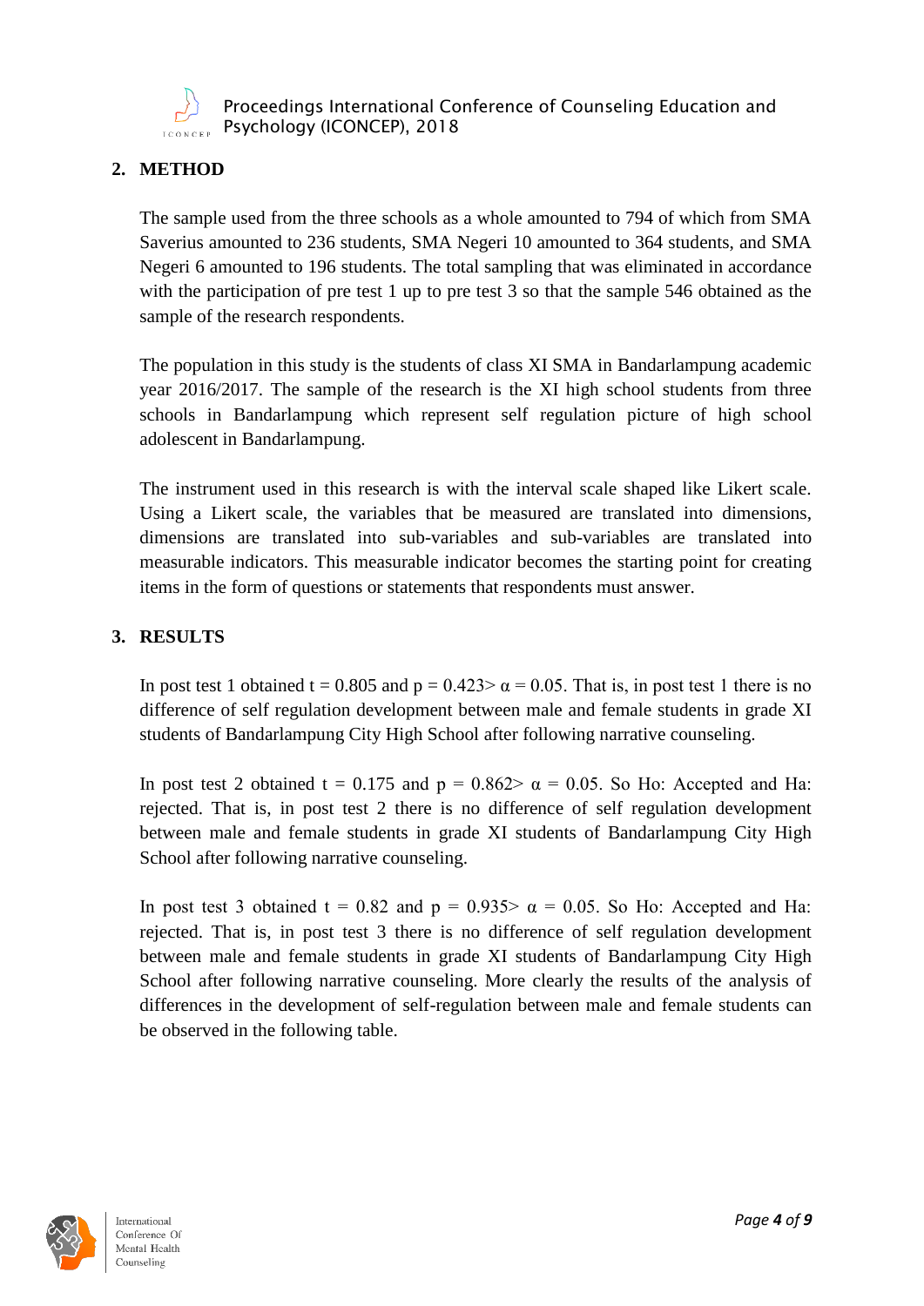## 2. METHOD

The sample used from the three schools as a whole amounted to 794 of which from SMA Saverius amounted to 236 students, SMA Negeri 10 amounted to 364 students, and SMA Negeri 6 amounted to 196 students. The total sampling that was eliminated in accordance with the participation of pre test 1 up to pre test 3 so that the sample 546 obtained as the sample of the research respondents.

The population in this study is the students of class XI SMA in Bandarlampung academic year 2016/2017. The sample of the research is the XI high school students from three schools in Bandarlampung which represent self regulation picture of high school adolescent in Bandarlampung.

The instrument used in this research is with the interval scale shaped like Likert scale. Using a Likert scale, the variables that be measured are translated into dimensions, dimensions are translated into sub-variables and sub-variables are translated into measurable indicators. This measurable indicator becomes the starting point for creating items in the form of questions or statements that respondents must answer.

## 3. RESULTS

In post test 1 obtained $t = 0.805$ and $p = 0.423 > \alpha = 0.05$. That is, in post test 1 there is no difference of self regulation development between male and female students in grade XI students of Bandarlampung City High School after following narrative counseling.

In post test 2 obtained $t = 0.175$ and $p = 0.862 > \alpha = 0.05$. So Ho: Accepted and Ha: rejected. That is, in post test 2 there is no difference of self regulation development between male and female students in grade XI students of Bandarlampung City High School after following narrative counseling.

In post test 3 obtained $t = 0.82$ and $p = 0.935 > \alpha = 0.05$. So Ho: Accepted and Ha: rejected. That is, in post test 3 there is no difference of self regulation development between male and female students in grade XI students of Bandarlampung City High School after following narrative counseling. More clearly the results of the analysis of differences in the development of self-regulation between male and female students can be observed in the following table.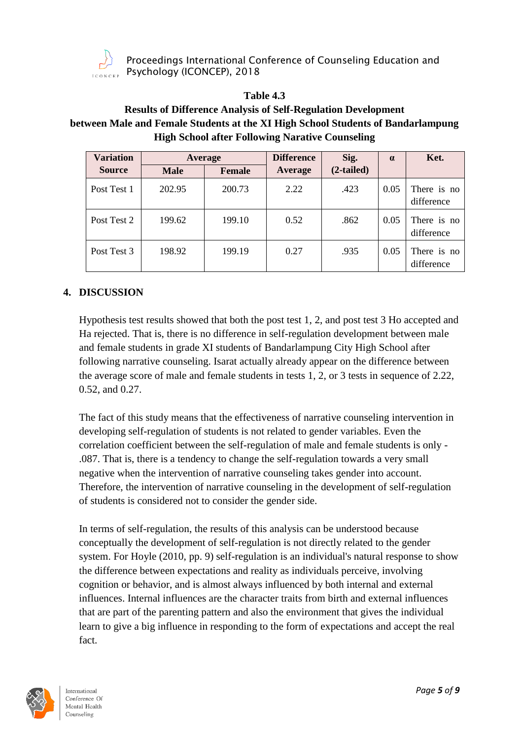**Table 4.3**
**Results of Difference Analysis of Self-Regulation Development between Male and Female Students at the XI High School Students of Bandarlampung High School after Following Narative Counseling**

| Variation Source | Average | | Difference Average | Sig. (2-tailed) | α | Ket. |
|---|---|---|---|---|---|---|
| | Male | Female | | | | |
| Post Test 1 | 202.95 | 200.73 | 2.22 | .423 | 0.05 | There is no difference |
| Post Test 2 | 199.62 | 199.10 | 0.52 | .862 | 0.05 | There is no difference |
| Post Test 3 | 198.92 | 199.19 | 0.27 | .935 | 0.05 | There is no difference |

## 4. DISCUSSION

Hypothesis test results showed that both the post test 1, 2, and post test 3 Ho accepted and Ha rejected. That is, there is no difference in self-regulation development between male and female students in grade XI students of Bandarlampung City High School after following narrative counseling. Isarat actually already appear on the difference between the average score of male and female students in tests 1, 2, or 3 tests in sequence of 2.22, 0.52, and 0.27.

The fact of this study means that the effectiveness of narrative counseling intervention in developing self-regulation of students is not related to gender variables. Even the correlation coefficient between the self-regulation of male and female students is only -.087. That is, there is a tendency to change the self-regulation towards a very small negative when the intervention of narrative counseling takes gender into account. Therefore, the intervention of narrative counseling in the development of self-regulation of students is considered not to consider the gender side.

In terms of self-regulation, the results of this analysis can be understood because conceptually the development of self-regulation is not directly related to the gender system. For Hoyle (2010, pp. 9) self-regulation is an individual's natural response to show the difference between expectations and reality as individuals perceive, involving cognition or behavior, and is almost always influenced by both internal and external influences. Internal influences are the character traits from birth and external influences that are part of the parenting pattern and also the environment that gives the individual learn to give a big influence in responding to the form of expectations and accept the real fact.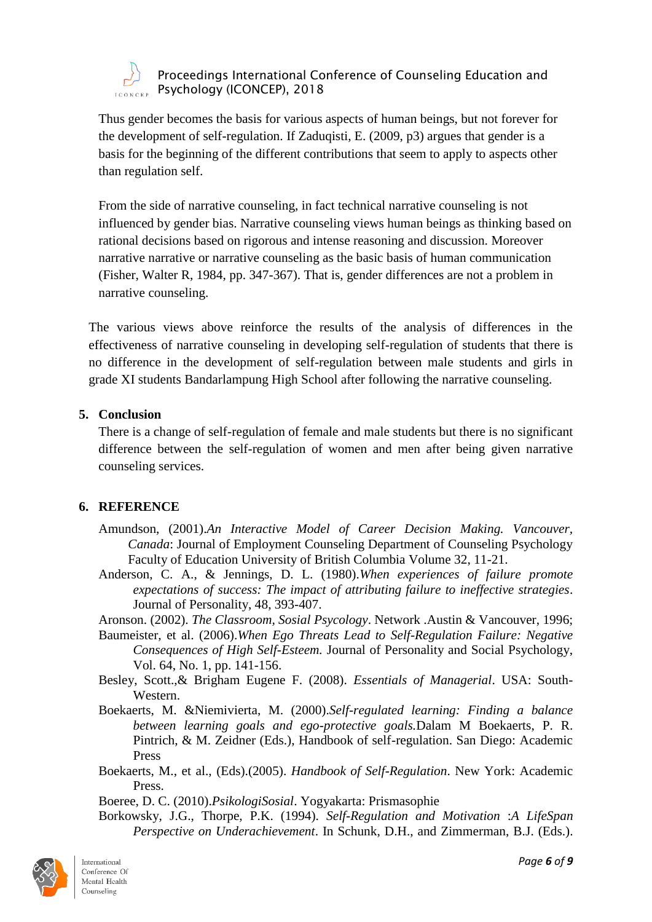Thus gender becomes the basis for various aspects of human beings, but not forever for the development of self-regulation. If Zaduqisti, E. (2009, p3) argues that gender is a basis for the beginning of the different contributions that seem to apply to aspects other than regulation self.

From the side of narrative counseling, in fact technical narrative counseling is not influenced by gender bias. Narrative counseling views human beings as thinking based on rational decisions based on rigorous and intense reasoning and discussion. Moreover narrative narrative or narrative counseling as the basic basis of human communication (Fisher, Walter R, 1984, pp. 347-367). That is, gender differences are not a problem in narrative counseling.

The various views above reinforce the results of the analysis of differences in the effectiveness of narrative counseling in developing self-regulation of students that there is no difference in the development of self-regulation between male students and girls in grade XI students Bandarlampung High School after following the narrative counseling.

## 5. Conclusion

There is a change of self-regulation of female and male students but there is no significant difference between the self-regulation of women and men after being given narrative counseling services.

## 6. REFERENCE

Amundson, (2001).*An Interactive Model of Career Decision Making. Vancouver, Canada*: Journal of Employment Counseling Department of Counseling Psychology Faculty of Education University of British Columbia Volume 32, 11-21.

Anderson, C. A., & Jennings, D. L. (1980).*When experiences of failure promote expectations of success: The impact of attributing failure to ineffective strategies*. Journal of Personality, 48, 393-407.

Aronson. (2002). *The Classroom, Sosial Psycology*. Network .Austin & Vancouver, 1996;

Baumeister, et al. (2006).*When Ego Threats Lead to Self-Regulation Failure: Negative Consequences of High Self-Esteem.* Journal of Personality and Social Psychology, Vol. 64, No. 1, pp. 141-156.

Besley, Scott.,& Brigham Eugene F. (2008). *Essentials of Managerial*. USA: South-Western.

Boekaerts, M. &Niemivierta, M. (2000).*Self-regulated learning: Finding a balance between learning goals and ego-protective goals.*Dalam M Boekaerts, P. R. Pintrich, & M. Zeidner (Eds.), Handbook of self-regulation. San Diego: Academic Press

Boekaerts, M., et al., (Eds).(2005). *Handbook of Self-Regulation*. New York: Academic Press.

Boeree, D. C. (2010).*PsikologiSosial*. Yogyakarta: Prismasophie

Borkowsky, J.G., Thorpe, P.K. (1994). *Self-Regulation and Motivation :A LifeSpan Perspective on Underachievement*. In Schunk, D.H., and Zimmerman, B.J. (Eds.).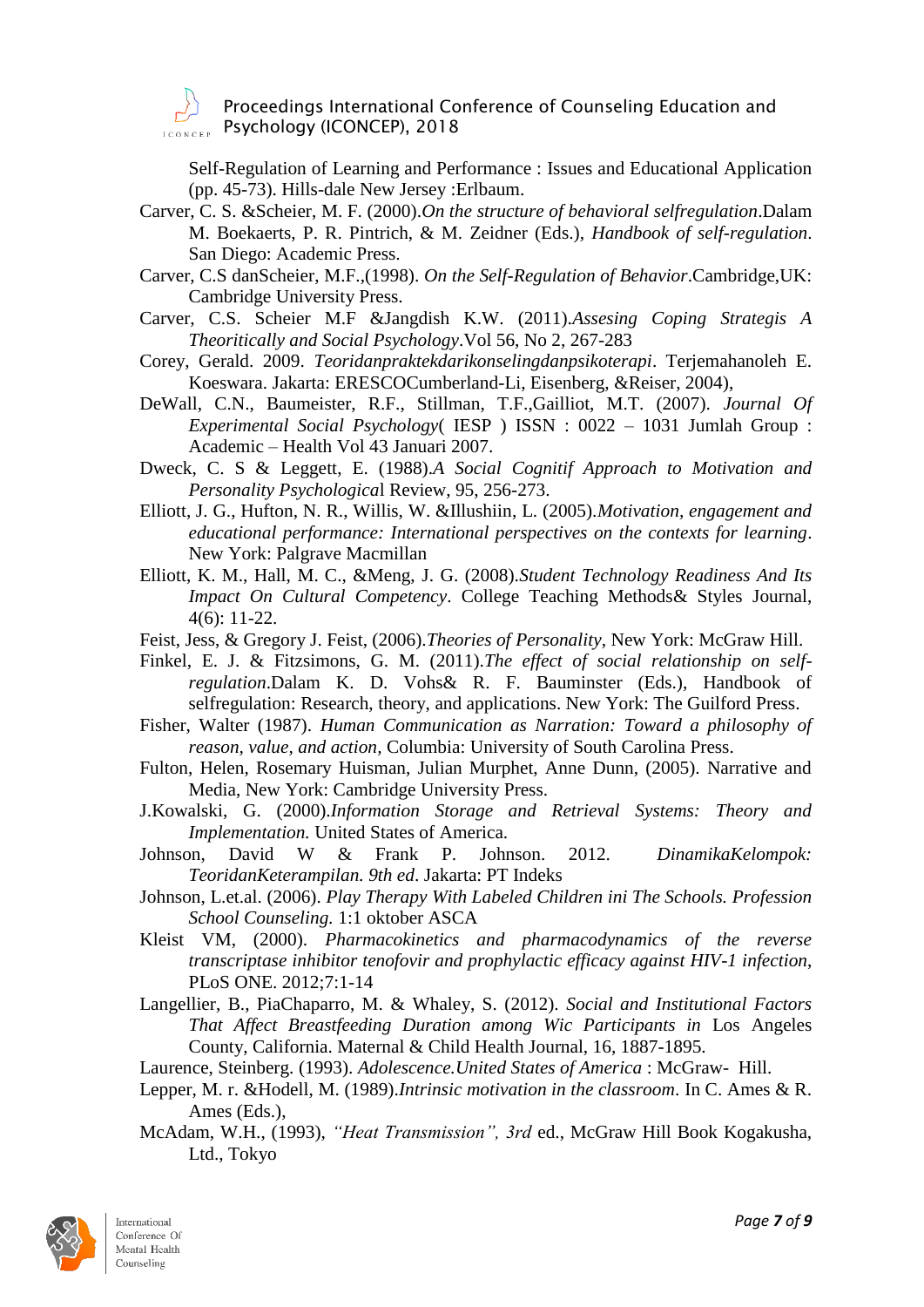Self-Regulation of Learning and Performance : Issues and Educational Application (pp. 45-73). Hills-dale New Jersey :Erlbaum.

Carver, C. S. &Scheier, M. F. (2000).*On the structure of behavioral selfregulation*.Dalam M. Boekaerts, P. R. Pintrich, & M. Zeidner (Eds.), *Handbook of self-regulation*. San Diego: Academic Press.

Carver, C.S danScheier, M.F.,(1998). *On the Self-Regulation of Behavior*.Cambridge,UK: Cambridge University Press.

Carver, C.S. Scheier M.F &Jangdish K.W. (2011).*Assesing Coping Strategis A Theoritically and Social Psychology*.Vol 56, No 2, 267-283

Corey, Gerald. 2009. *Teoridanpraktekdarikonselingdanpsikoterapi*. Terjemahanoleh E. Koeswara. Jakarta: ERESCOCumberland-Li, Eisenberg, &Reiser, 2004),

DeWall, C.N., Baumeister, R.F., Stillman, T.F.,Gailliot, M.T. (2007). *Journal Of Experimental Social Psychology*( IESP ) ISSN : 0022 – 1031 Jumlah Group : Academic – Health Vol 43 Januari 2007.

Dweck, C. S & Leggett, E. (1988).*A Social Cognitif Approach to Motivation and Personality Psychologica*l Review, 95, 256-273.

Elliott, J. G., Hufton, N. R., Willis, W. &Illushiin, L. (2005).*Motivation, engagement and educational performance: International perspectives on the contexts for learning*. New York: Palgrave Macmillan

Elliott, K. M., Hall, M. C., &Meng, J. G. (2008).*Student Technology Readiness And Its Impact On Cultural Competency*. College Teaching Methods& Styles Journal, 4(6): 11-22.

Feist, Jess, & Gregory J. Feist, (2006).*Theories of Personality*, New York: McGraw Hill.

Finkel, E. J. & Fitzsimons, G. M. (2011).*The effect of social relationship on self-regulation*.Dalam K. D. Vohs& R. F. Bauminster (Eds.), Handbook of selfregulation: Research, theory, and applications. New York: The Guilford Press.

Fisher, Walter (1987). *Human Communication as Narration: Toward a philosophy of reason, value, and action,* Columbia: University of South Carolina Press.

Fulton, Helen, Rosemary Huisman, Julian Murphet, Anne Dunn, (2005). Narrative and Media, New York: Cambridge University Press.

J.Kowalski, G. (2000).*Information Storage and Retrieval Systems: Theory and Implementation.* United States of America.

Johnson, David W & Frank P. Johnson. 2012. *DinamikaKelompok: TeoridanKeterampilan. 9th ed*. Jakarta: PT Indeks

Johnson, L.et.al. (2006). *Play Therapy With Labeled Children ini The Schools. Profession School Counseling.* 1:1 oktober ASCA

Kleist VM, (2000). *Pharmacokinetics and pharmacodynamics of the reverse transcriptase inhibitor tenofovir and prophylactic efficacy against HIV-1 infection*, PLoS ONE. 2012;7:1-14

Langellier, B., PiaChaparro, M. & Whaley, S. (2012). *Social and Institutional Factors That Affect Breastfeeding Duration among Wic Participants in* Los Angeles County, California. Maternal & Child Health Journal, 16, 1887-1895.

Laurence, Steinberg. (1993). *Adolescence.United States of America* : McGraw- Hill.

Lepper, M. r. &Hodell, M. (1989).*Intrinsic motivation in the classroom*. In C. Ames & R. Ames (Eds.),

McAdam, W.H., (1993), *"Heat Transmission", 3rd* ed., McGraw Hill Book Kogakusha, Ltd., Tokyo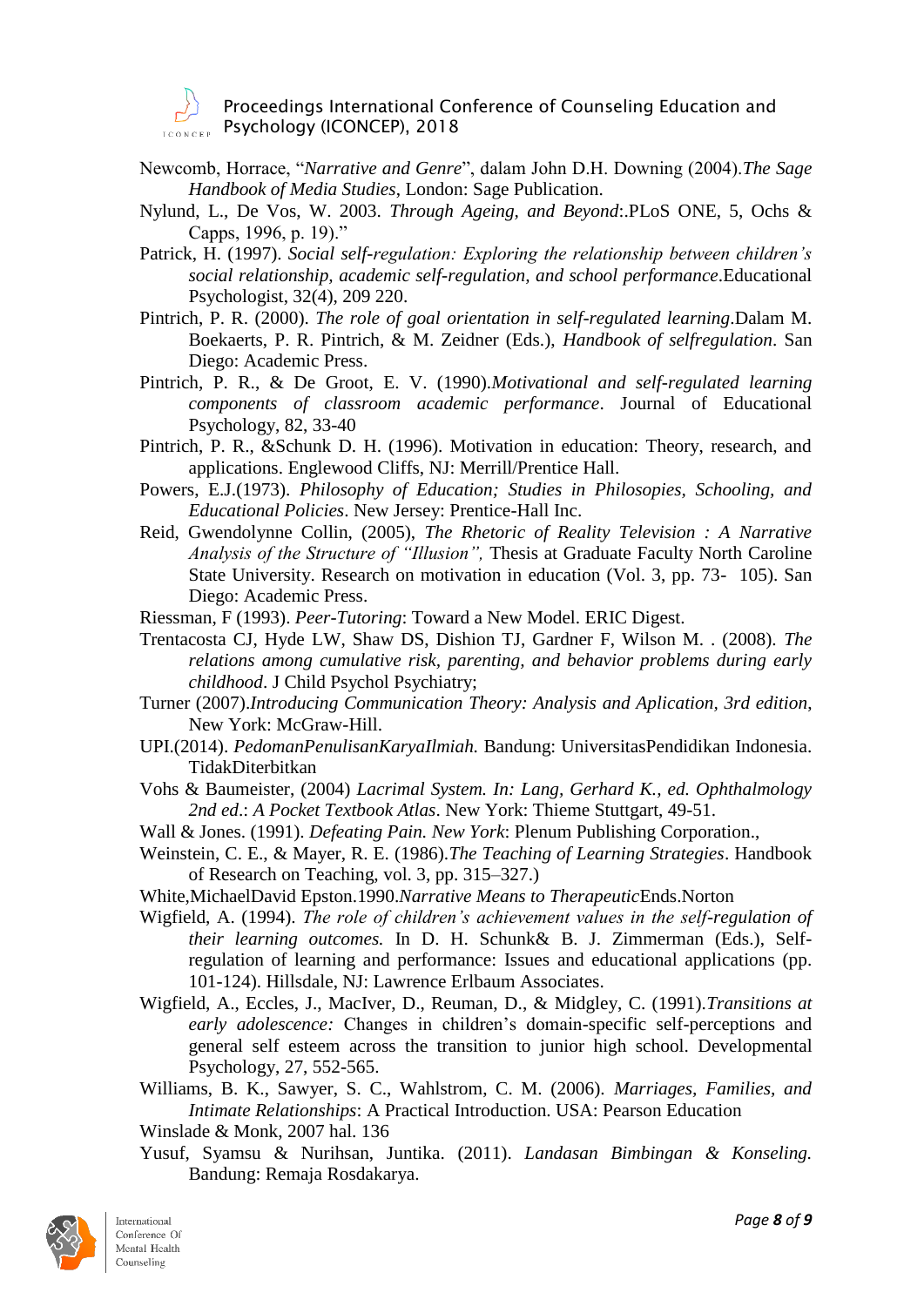Newcomb, Horrace, "*Narrative and Genre*", dalam John D.H. Downing (2004).*The Sage Handbook of Media Studies*, London: Sage Publication.

Nylund, L., De Vos, W. 2003. *Through Ageing, and Beyond*:.PLoS ONE, 5, Ochs & Capps, 1996, p. 19)."

Patrick, H. (1997). *Social self-regulation: Exploring the relationship between children's social relationship, academic self-regulation, and school performance*.Educational Psychologist, 32(4), 209 220.

Pintrich, P. R. (2000). *The role of goal orientation in self-regulated learning*.Dalam M. Boekaerts, P. R. Pintrich, & M. Zeidner (Eds.), *Handbook of selfregulation*. San Diego: Academic Press.

Pintrich, P. R., & De Groot, E. V. (1990).*Motivational and self-regulated learning components of classroom academic performance*. Journal of Educational Psychology, 82, 33-40

Pintrich, P. R., &Schunk D. H. (1996). Motivation in education: Theory, research, and applications. Englewood Cliffs, NJ: Merrill/Prentice Hall.

Powers, E.J.(1973). *Philosophy of Education; Studies in Philosopies, Schooling, and Educational Policies*. New Jersey: Prentice-Hall Inc.

Reid, Gwendolynne Collin, (2005), *The Rhetoric of Reality Television : A Narrative Analysis of the Structure of "Illusion",* Thesis at Graduate Faculty North Caroline State University. Research on motivation in education (Vol. 3, pp. 73- 105). San Diego: Academic Press.

Riessman, F (1993). *Peer-Tutoring*: Toward a New Model. ERIC Digest.

Trentacosta CJ, Hyde LW, Shaw DS, Dishion TJ, Gardner F, Wilson M. . (2008). *The relations among cumulative risk, parenting, and behavior problems during early childhood*. J Child Psychol Psychiatry;

Turner (2007).*Introducing Communication Theory: Analysis and Aplication, 3rd edition*, New York: McGraw-Hill.

UPI.(2014). *PedomanPenulisanKaryaIlmiah.* Bandung: UniversitasPendidikan Indonesia. TidakDiterbitkan

Vohs & Baumeister, (2004) *Lacrimal System. In: Lang, Gerhard K., ed. Ophthalmology 2nd ed*.: *A Pocket Textbook Atlas*. New York: Thieme Stuttgart, 49-51.

Wall & Jones. (1991). *Defeating Pain. New York*: Plenum Publishing Corporation.,

Weinstein, C. E., & Mayer, R. E. (1986).*The Teaching of Learning Strategies*. Handbook of Research on Teaching, vol. 3, pp. 315–327.)

White,MichaelDavid Epston.1990.*Narrative Means to Therapeutic*Ends.Norton

Wigfield, A. (1994). *The role of children's achievement values in the self-regulation of their learning outcomes.* In D. H. Schunk& B. J. Zimmerman (Eds.), Self-regulation of learning and performance: Issues and educational applications (pp. 101-124). Hillsdale, NJ: Lawrence Erlbaum Associates.

Wigfield, A., Eccles, J., MacIver, D., Reuman, D., & Midgley, C. (1991).*Transitions at early adolescence:* Changes in children's domain-specific self-perceptions and general self esteem across the transition to junior high school. Developmental Psychology, 27, 552-565.

Williams, B. K., Sawyer, S. C., Wahlstrom, C. M. (2006). *Marriages, Families, and Intimate Relationships*: A Practical Introduction. USA: Pearson Education

Winslade & Monk, 2007 hal. 136

Yusuf, Syamsu & Nurihsan, Juntika. (2011). *Landasan Bimbingan & Konseling.* Bandung: Remaja Rosdakarya.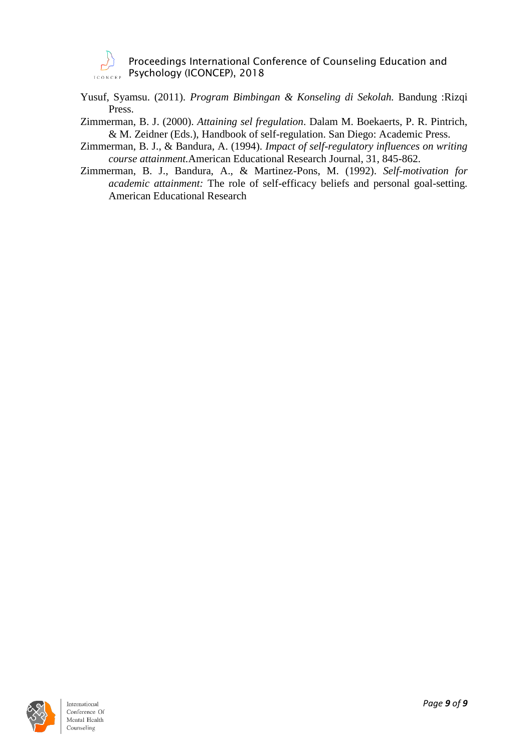Yusuf, Syamsu. (2011). *Program Bimbingan & Konseling di Sekolah.* Bandung :Rizqi Press.

Zimmerman, B. J. (2000). *Attaining sel fregulation*. Dalam M. Boekaerts, P. R. Pintrich, & M. Zeidner (Eds.), Handbook of self-regulation. San Diego: Academic Press.

Zimmerman, B. J., & Bandura, A. (1994). *Impact of self-regulatory influences on writing course attainment.*American Educational Research Journal, 31, 845-862.

Zimmerman, B. J., Bandura, A., & Martinez-Pons, M. (1992). *Self-motivation for academic attainment:* The role of self-efficacy beliefs and personal goal-setting. American Educational Research